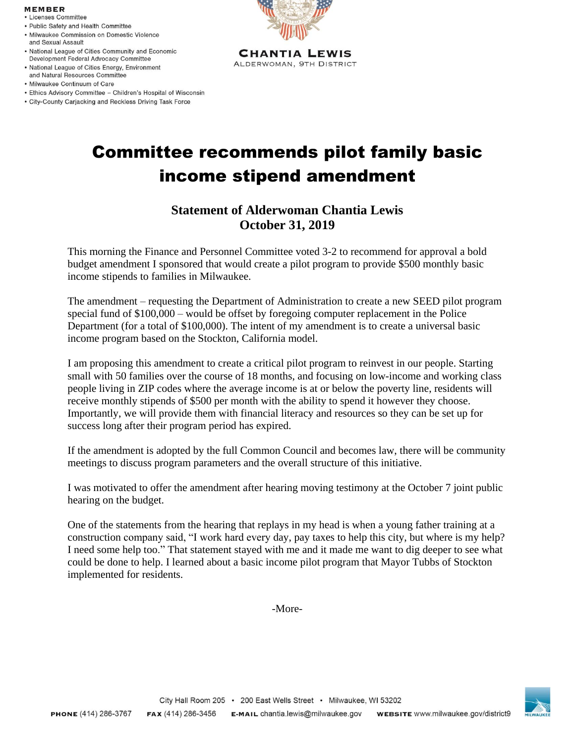**MEMBER**

- Licenses Committee
- Public Safety and Health Committee
- Milwaukee Commission on Domestic Violence and Sexual Assault
- National League of Cities Community and Economic Development Federal Advocacy Committee
- National League of Cities Energy, Environment and Natural Resources Committee
- Milwaukee Continuum of Care
- Ethics Advisory Committee – Children's Hospital of Wisconsin
- City-County Carjacking and Reckless Driving Task Force

**CHANTIA LEWIS**
ALDERWOMAN, 9TH DISTRICT

# Committee recommends pilot family basic income stipend amendment

## Statement of Alderwoman Chantia Lewis
## October 31, 2019

This morning the Finance and Personnel Committee voted 3-2 to recommend for approval a bold budget amendment I sponsored that would create a pilot program to provide $500 monthly basic income stipends to families in Milwaukee.

The amendment – requesting the Department of Administration to create a new SEED pilot program special fund of $100,000 – would be offset by foregoing computer replacement in the Police Department (for a total of $100,000). The intent of my amendment is to create a universal basic income program based on the Stockton, California model.

I am proposing this amendment to create a critical pilot program to reinvest in our people. Starting small with 50 families over the course of 18 months, and focusing on low-income and working class people living in ZIP codes where the average income is at or below the poverty line, residents will receive monthly stipends of $500 per month with the ability to spend it however they choose. Importantly, we will provide them with financial literacy and resources so they can be set up for success long after their program period has expired.

If the amendment is adopted by the full Common Council and becomes law, there will be community meetings to discuss program parameters and the overall structure of this initiative.

I was motivated to offer the amendment after hearing moving testimony at the October 7 joint public hearing on the budget.

One of the statements from the hearing that replays in my head is when a young father training at a construction company said, "I work hard every day, pay taxes to help this city, but where is my help? I need some help too." That statement stayed with me and it made me want to dig deeper to see what could be done to help. I learned about a basic income pilot program that Mayor Tubbs of Stockton implemented for residents.

-More-

City Hall Room 205 • 200 East Wells Street • Milwaukee, WI 53202

**PHONE** (414) 286-3767 **FAX** (414) 286-3456 **E-MAIL** chantia.lewis@milwaukee.gov **WEBSITE** www.milwaukee.gov/district9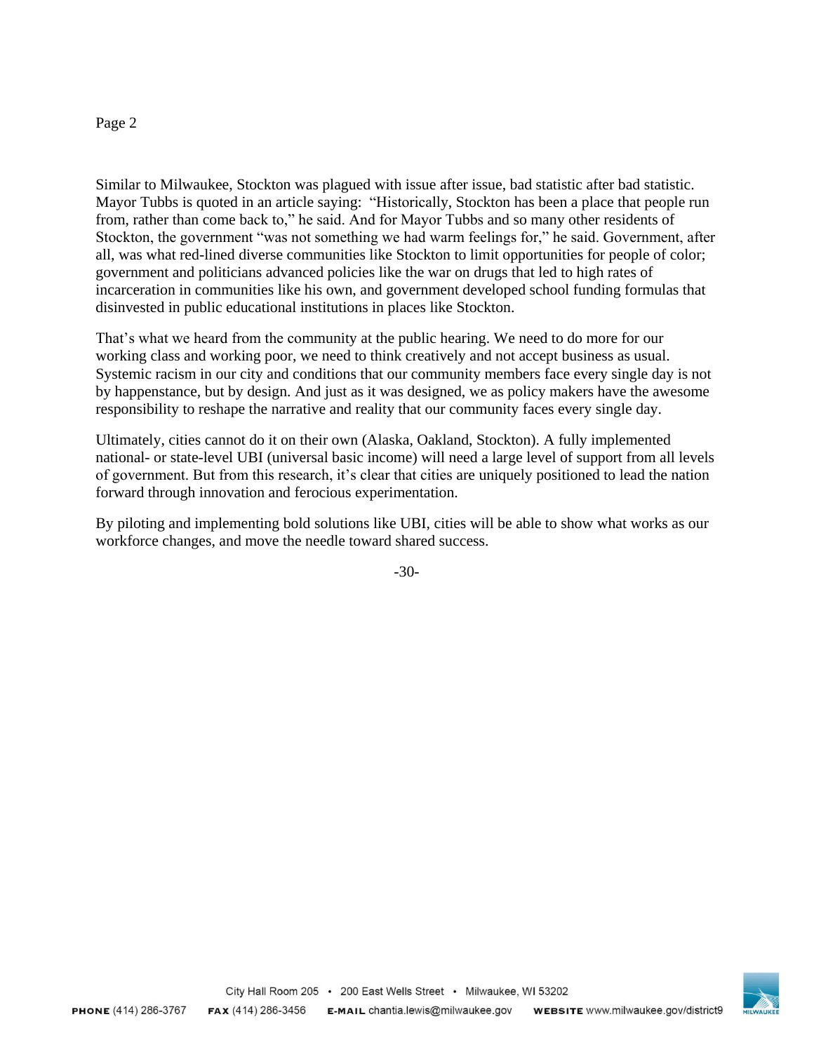Similar to Milwaukee, Stockton was plagued with issue after issue, bad statistic after bad statistic. Mayor Tubbs is quoted in an article saying: "Historically, Stockton has been a place that people run from, rather than come back to," he said. And for Mayor Tubbs and so many other residents of Stockton, the government "was not something we had warm feelings for," he said. Government, after all, was what red-lined diverse communities like Stockton to limit opportunities for people of color; government and politicians advanced policies like the war on drugs that led to high rates of incarceration in communities like his own, and government developed school funding formulas that disinvested in public educational institutions in places like Stockton.

That's what we heard from the community at the public hearing. We need to do more for our working class and working poor, we need to think creatively and not accept business as usual. Systemic racism in our city and conditions that our community members face every single day is not by happenstance, but by design. And just as it was designed, we as policy makers have the awesome responsibility to reshape the narrative and reality that our community faces every single day.

Ultimately, cities cannot do it on their own (Alaska, Oakland, Stockton). A fully implemented national- or state-level UBI (universal basic income) will need a large level of support from all levels of government. But from this research, it's clear that cities are uniquely positioned to lead the nation forward through innovation and ferocious experimentation.

By piloting and implementing bold solutions like UBI, cities will be able to show what works as our workforce changes, and move the needle toward shared success.

-30-

City Hall Room 205 • 200 East Wells Street • Milwaukee, WI 53202

**PHONE** (414) 286-3767 **FAX** (414) 286-3456 **E-MAIL** chantia.lewis@milwaukee.gov **WEBSITE** www.milwaukee.gov/district9